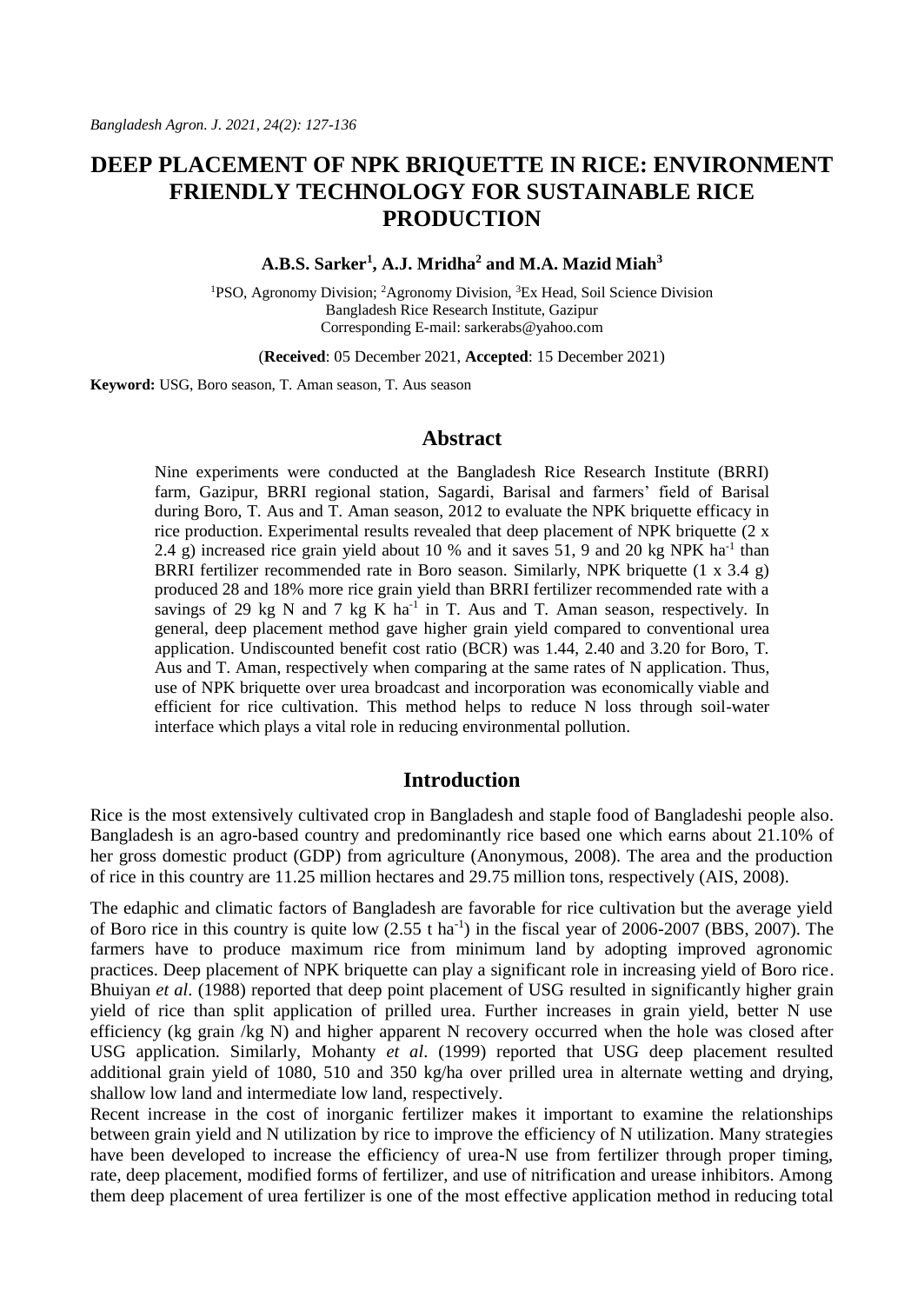# DEEP PLACEMENT OF NPK BRIQUETTE IN RICE: ENVIRONMENT FRIENDLY TECHNOLOGY FOR SUSTAINABLE RICE PRODUCTION

**A.B.S. Sarker[1], A.J. Mridha[2] and M.A. Mazid Miah[3]**

[1]PSO, Agronomy Division; [2]Agronomy Division, [3]Ex Head, Soil Science Division
Bangladesh Rice Research Institute, Gazipur
Corresponding E-mail: sarkerabs@yahoo.com

(**Received**: 05 December 2021, **Accepted**: 15 December 2021)

**Keyword:** USG, Boro season, T. Aman season, T. Aus season

## Abstract

Nine experiments were conducted at the Bangladesh Rice Research Institute (BRRI) farm, Gazipur, BRRI regional station, Sagardi, Barisal and farmers' field of Barisal during Boro, T. Aus and T. Aman season, 2012 to evaluate the NPK briquette efficacy in rice production. Experimental results revealed that deep placement of NPK briquette (2 x 2.4 g) increased rice grain yield about 10 % and it saves 51, 9 and 20 kg NPK $ha^{-1}$ than BRRI fertilizer recommended rate in Boro season. Similarly, NPK briquette (1 x 3.4 g) produced 28 and 18% more rice grain yield than BRRI fertilizer recommended rate with a savings of 29 kg N and 7 kg K $ha^{-1}$ in T. Aus and T. Aman season, respectively. In general, deep placement method gave higher grain yield compared to conventional urea application. Undiscounted benefit cost ratio (BCR) was 1.44, 2.40 and 3.20 for Boro, T. Aus and T. Aman, respectively when comparing at the same rates of N application. Thus, use of NPK briquette over urea broadcast and incorporation was economically viable and efficient for rice cultivation. This method helps to reduce N loss through soil-water interface which plays a vital role in reducing environmental pollution.

## Introduction

Rice is the most extensively cultivated crop in Bangladesh and staple food of Bangladeshi people also. Bangladesh is an agro-based country and predominantly rice based one which earns about 21.10% of her gross domestic product (GDP) from agriculture (Anonymous, 2008). The area and the production of rice in this country are 11.25 million hectares and 29.75 million tons, respectively (AIS, 2008).

The edaphic and climatic factors of Bangladesh are favorable for rice cultivation but the average yield of Boro rice in this country is quite low (2.55 t $ha^{-1}$) in the fiscal year of 2006-2007 (BBS, 2007). The farmers have to produce maximum rice from minimum land by adopting improved agronomic practices. Deep placement of NPK briquette can play a significant role in increasing yield of Boro rice. Bhuiyan *et al*. (1988) reported that deep point placement of USG resulted in significantly higher grain yield of rice than split application of prilled urea. Further increases in grain yield, better N use efficiency (kg grain /kg N) and higher apparent N recovery occurred when the hole was closed after USG application. Similarly, Mohanty *et al*. (1999) reported that USG deep placement resulted additional grain yield of 1080, 510 and 350 kg/ha over prilled urea in alternate wetting and drying, shallow low land and intermediate low land, respectively.

Recent increase in the cost of inorganic fertilizer makes it important to examine the relationships between grain yield and N utilization by rice to improve the efficiency of N utilization. Many strategies have been developed to increase the efficiency of urea-N use from fertilizer through proper timing, rate, deep placement, modified forms of fertilizer, and use of nitrification and urease inhibitors. Among them deep placement of urea fertilizer is one of the most effective application method in reducing total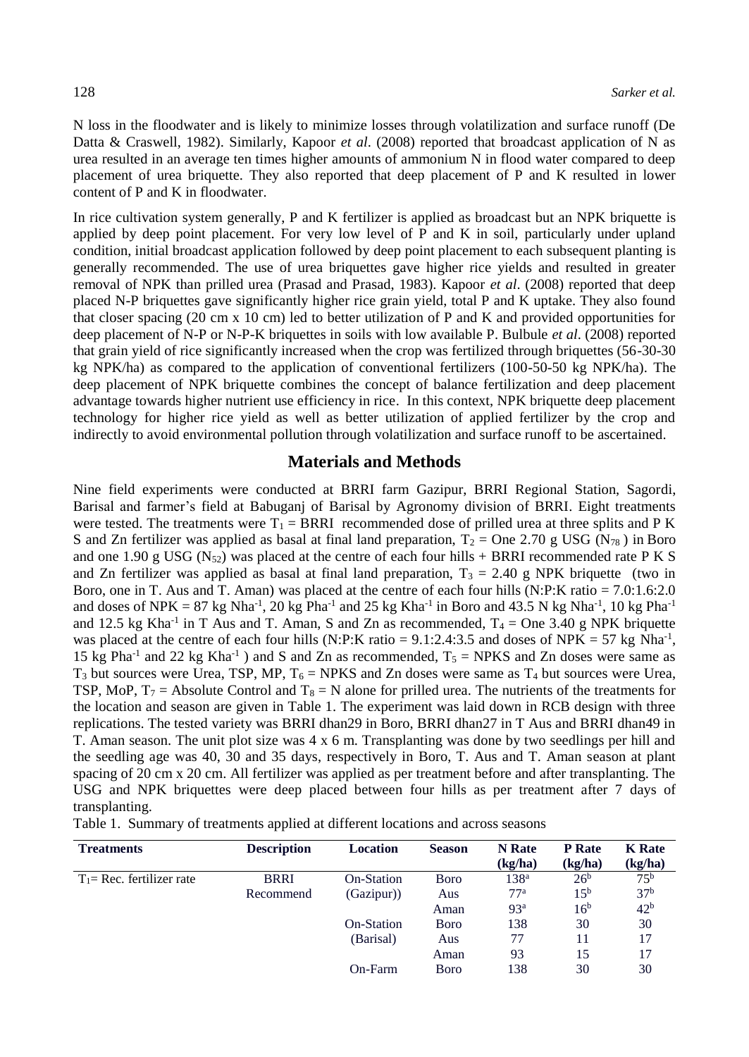N loss in the floodwater and is likely to minimize losses through volatilization and surface runoff (De Datta & Craswell, 1982). Similarly, Kapoor *et al*. (2008) reported that broadcast application of N as urea resulted in an average ten times higher amounts of ammonium N in flood water compared to deep placement of urea briquette. They also reported that deep placement of P and K resulted in lower content of P and K in floodwater.

In rice cultivation system generally, P and K fertilizer is applied as broadcast but an NPK briquette is applied by deep point placement. For very low level of P and K in soil, particularly under upland condition, initial broadcast application followed by deep point placement to each subsequent planting is generally recommended. The use of urea briquettes gave higher rice yields and resulted in greater removal of NPK than prilled urea (Prasad and Prasad, 1983). Kapoor *et al*. (2008) reported that deep placed N-P briquettes gave significantly higher rice grain yield, total P and K uptake. They also found that closer spacing (20 cm x 10 cm) led to better utilization of P and K and provided opportunities for deep placement of N-P or N-P-K briquettes in soils with low available P. Bulbule *et al*. (2008) reported that grain yield of rice significantly increased when the crop was fertilized through briquettes (56-30-30 kg NPK/ha) as compared to the application of conventional fertilizers (100-50-50 kg NPK/ha). The deep placement of NPK briquette combines the concept of balance fertilization and deep placement advantage towards higher nutrient use efficiency in rice. In this context, NPK briquette deep placement technology for higher rice yield as well as better utilization of applied fertilizer by the crop and indirectly to avoid environmental pollution through volatilization and surface runoff to be ascertained.

## Materials and Methods

Nine field experiments were conducted at BRRI farm Gazipur, BRRI Regional Station, Sagordi, Barisal and farmer's field at Babuganj of Barisal by Agronomy division of BRRI. Eight treatments were tested. The treatments were $T_1$ = BRRI recommended dose of prilled urea at three splits and P K S and Zn fertilizer was applied as basal at final land preparation, $T_2$ = One 2.70 g USG ($N_{78}$) in Boro and one 1.90 g USG ($N_{52}$) was placed at the centre of each four hills + BRRI recommended rate P K S and Zn fertilizer was applied as basal at final land preparation, $T_3$ = 2.40 g NPK briquette (two in Boro, one in T. Aus and T. Aman) was placed at the centre of each four hills (N:P:K ratio = 7.0:1.6:2.0 and doses of NPK = 87 kg N$ha^{-1}$, 20 kg P$ha^{-1}$ and 25 kg K$ha^{-1}$ in Boro and 43.5 N kg N$ha^{-1}$, 10 kg P$ha^{-1}$ and 12.5 kg K$ha^{-1}$ in T Aus and T. Aman, S and Zn as recommended, $T_4$ = One 3.40 g NPK briquette was placed at the centre of each four hills (N:P:K ratio = 9.1:2.4:3.5 and doses of NPK = 57 kg N$ha^{-1}$, 15 kg P$ha^{-1}$ and 22 kg K$ha^{-1}$ ) and S and Zn as recommended, $T_5$ = NPKS and Zn doses were same as $T_3$ but sources were Urea, TSP, MP, $T_6$ = NPKS and Zn doses were same as $T_4$ but sources were Urea, TSP, MoP, $T_7$ = Absolute Control and $T_8$ = N alone for prilled urea. The nutrients of the treatments for the location and season are given in Table 1. The experiment was laid down in RCB design with three replications. The tested variety was BRRI dhan29 in Boro, BRRI dhan27 in T Aus and BRRI dhan49 in T. Aman season. The unit plot size was 4 x 6 m. Transplanting was done by two seedlings per hill and the seedling age was 40, 30 and 35 days, respectively in Boro, T. Aus and T. Aman season at plant spacing of 20 cm x 20 cm. All fertilizer was applied as per treatment before and after transplanting. The USG and NPK briquettes were deep placed between four hills as per treatment after 7 days of transplanting.

Table 1. Summary of treatments applied at different locations and across seasons

| Treatments | Description | Location | Season | N Rate (kg/ha) | P Rate (kg/ha) | K Rate (kg/ha) |
|---|---|---|---|---|---|---|
| $T_1$= Rec. fertilizer rate | BRRI Recommend | On-Station (Gazipur)) | Boro | $138^a$ | $26^b$ | $75^b$ |
| | | | Aus | $77^a$ | $15^b$ | $37^b$ |
| | | | Aman | $93^a$ | $16^b$ | $42^b$ |
| | | On-Station (Barisal) | Boro | 138 | 30 | 30 |
| | | | Aus | 77 | 11 | 17 |
| | | | Aman | 93 | 15 | 17 |
| | | On-Farm | Boro | 138 | 30 | 30 |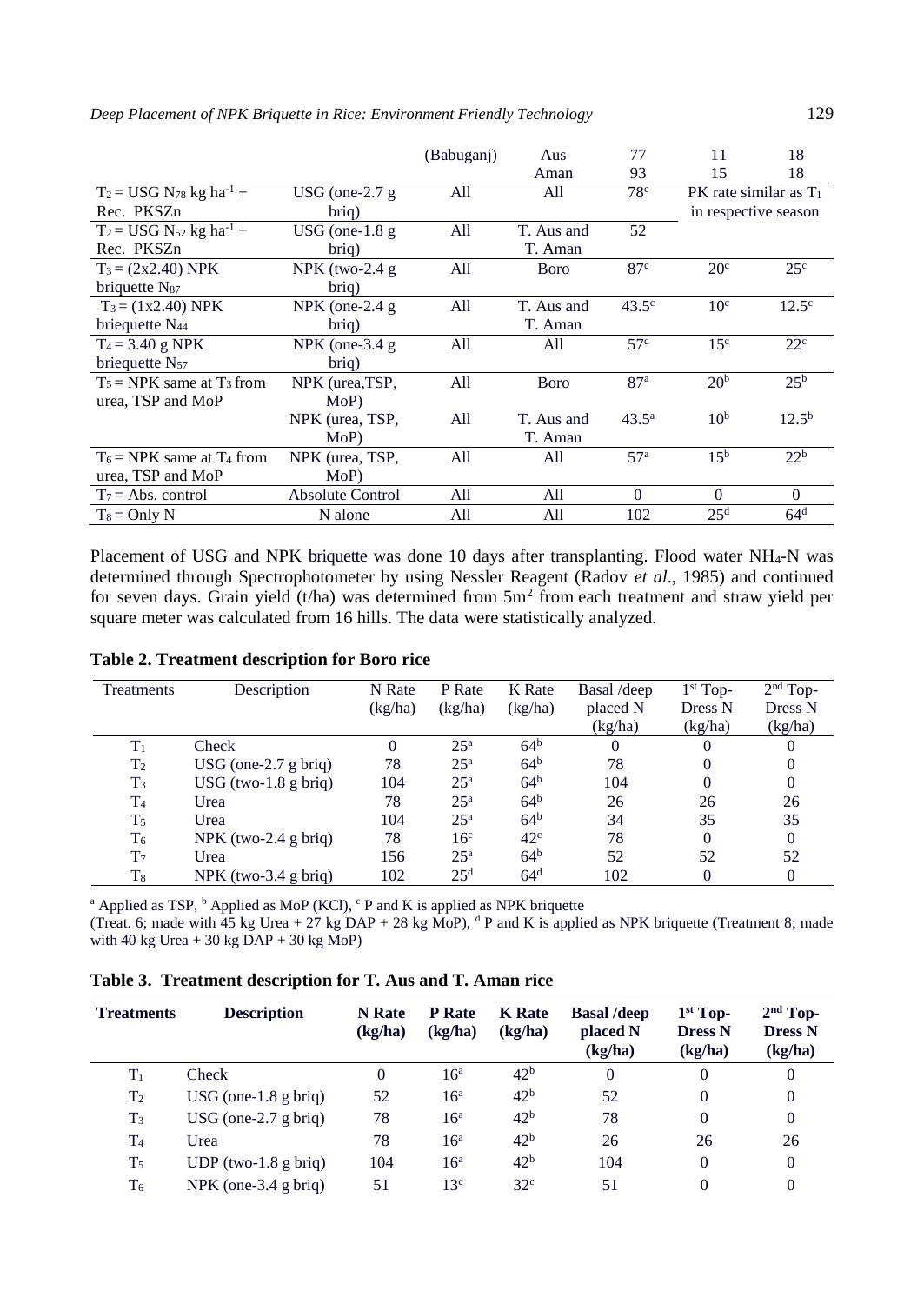| | | | | | | |
|---|---|---|---|---|---|---|
| | | (Babuganj) | Aus | 77 | 11 | 18 |
| | | | Aman | 93 | 15 | 18 |
| $T_2$ = USG $N_{78}$ kg $ha^{-1}$ + Rec. PKSZn | USG (one-2.7 g briq) | All | All | 78[c] | PK rate similar as $T_1$ in respective season | |
| $T_2$ = USG $N_{52}$ kg $ha^{-1}$ + Rec. PKSZn | USG (one-1.8 g briq) | All | T. Aus and T. Aman | 52 | | |
| $T_3$ = (2x2.40) NPK briquette $N_{87}$ | NPK (two-2.4 g briq) | All | Boro | 87[c] | 20[c] | 25[c] |
| $T_3$ = (1x2.40) NPK briequette $N_{44}$ | NPK (one-2.4 g briq) | All | T. Aus and T. Aman | 43.5[c] | 10[c] | 12.5[c] |
| $T_4$ = 3.40 g NPK briequette $N_{57}$ | NPK (one-3.4 g briq) | All | All | 57[c] | 15[c] | 22[c] |
| $T_5$ = NPK same at $T_3$ from urea, TSP and MoP | NPK (urea,TSP, MoP) | All | Boro | 87[a] | 20[b] | 25[b] |
| | NPK (urea, TSP, MoP) | All | T. Aus and T. Aman | 43.5[a] | 10[b] | 12.5[b] |
| $T_6$ = NPK same at $T_4$ from urea, TSP and MoP | NPK (urea, TSP, MoP) | All | All | 57[a] | 15[b] | 22[b] |
| $T_7$ = Abs. control | Absolute Control | All | All | 0 | 0 | 0 |
| $T_8$ = Only N | N alone | All | All | 102 | 25[d] | 64[d] |

Placement of USG and NPK briquette was done 10 days after transplanting. Flood water $NH_4$-N was determined through Spectrophotometer by using Nessler Reagent (Radov *et al*., 1985) and continued for seven days. Grain yield (t/ha) was determined from 5m$^2$ from each treatment and straw yield per square meter was calculated from 16 hills. The data were statistically analyzed.

**Table 2. Treatment description for Boro rice**

| Treatments | Description | N Rate (kg/ha) | P Rate (kg/ha) | K Rate (kg/ha) | Basal /deep placed N (kg/ha) | 1st Top-Dress N (kg/ha) | 2nd Top-Dress N (kg/ha) |
|---|---|---|---|---|---|---|---|
| $T_1$ | Check | 0 | 25[a] | 64[b] | 0 | 0 | 0 |
| $T_2$ | USG (one-2.7 g briq) | 78 | 25[a] | 64[b] | 78 | 0 | 0 |
| $T_3$ | USG (two-1.8 g briq) | 104 | 25[a] | 64[b] | 104 | 0 | 0 |
| $T_4$ | Urea | 78 | 25[a] | 64[b] | 26 | 26 | 26 |
| $T_5$ | Urea | 104 | 25[a] | 64[b] | 34 | 35 | 35 |
| $T_6$ | NPK (two-2.4 g briq) | 78 | 16[c] | 42[c] | 78 | 0 | 0 |
| $T_7$ | Urea | 156 | 25[a] | 64[b] | 52 | 52 | 52 |
| $T_8$ | NPK (two-3.4 g briq) | 102 | 25[d] | 64[d] | 102 | 0 | 0 |

[a] Applied as TSP, [b] Applied as MoP (KCl), [c] P and K is applied as NPK briquette (Treat. 6; made with 45 kg Urea + 27 kg DAP + 28 kg MoP), [d] P and K is applied as NPK briquette (Treatment 8; made with 40 kg Urea + 30 kg DAP + 30 kg MoP)

**Table 3. Treatment description for T. Aus and T. Aman rice**

| Treatments | Description | N Rate (kg/ha) | P Rate (kg/ha) | K Rate (kg/ha) | Basal /deep placed N (kg/ha) | 1st Top-Dress N (kg/ha) | 2nd Top-Dress N (kg/ha) |
|---|---|---|---|---|---|---|---|
| $T_1$ | Check | 0 | 16[a] | 42[b] | 0 | 0 | 0 |
| $T_2$ | USG (one-1.8 g briq) | 52 | 16[a] | 42[b] | 52 | 0 | 0 |
| $T_3$ | USG (one-2.7 g briq) | 78 | 16[a] | 42[b] | 78 | 0 | 0 |
| $T_4$ | Urea | 78 | 16[a] | 42[b] | 26 | 26 | 26 |
| $T_5$ | UDP (two-1.8 g briq) | 104 | 16[a] | 42[b] | 104 | 0 | 0 |
| $T_6$ | NPK (one-3.4 g briq) | 51 | 13[c] | 32[c] | 51 | 0 | 0 |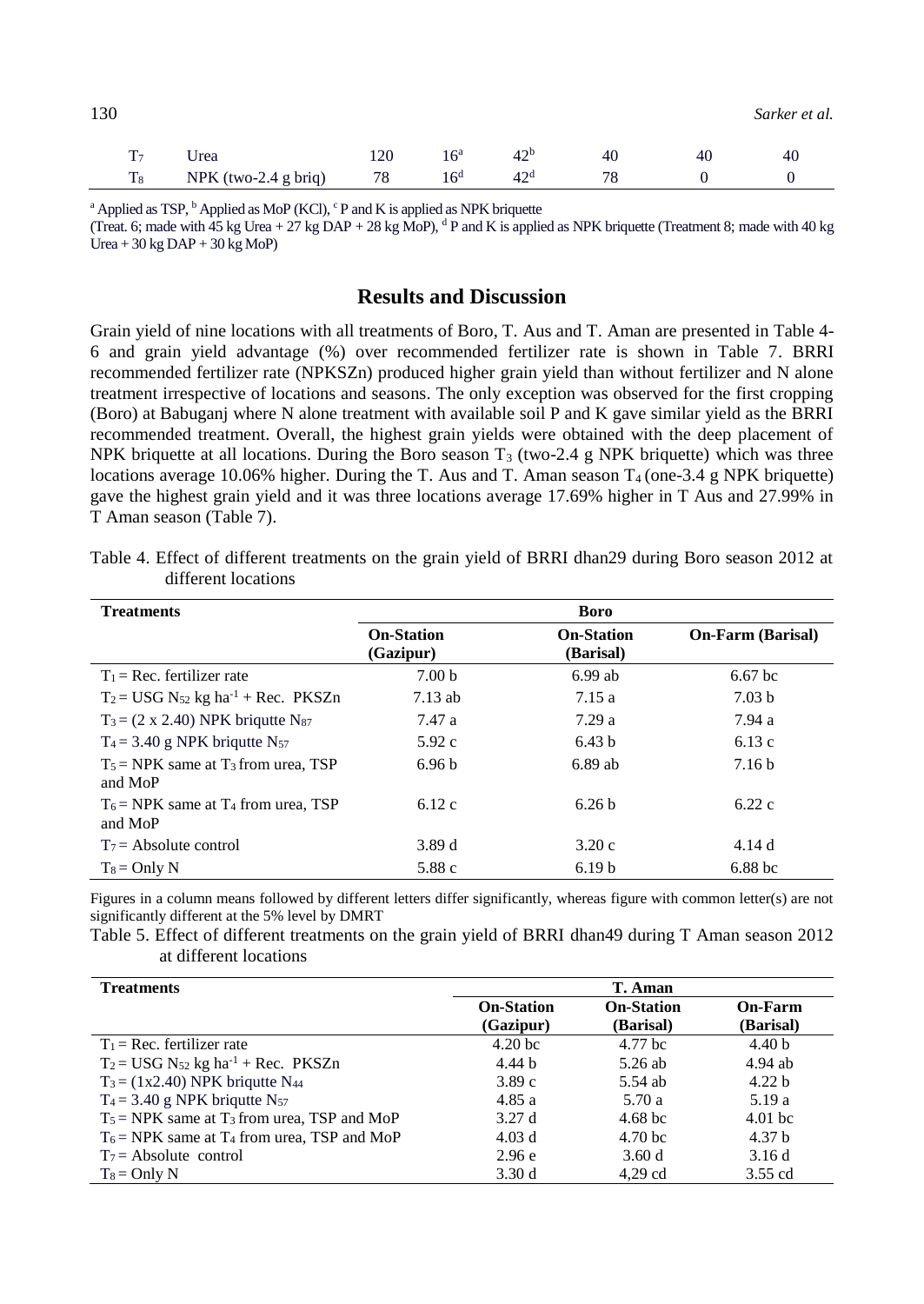| | | | | | | | |
|---|---|---|---|---|---|---|---|
| $T_7$ | Urea | 120 | 16[a] | 42[b] | 40 | 40 | 40 |
| $T_8$ | NPK (two-2.4 g briq) | 78 | 16[d] | 42[d] | 78 | 0 | 0 |

[a] Applied as TSP, [b] Applied as MoP (KCl), [c] P and K is applied as NPK briquette (Treat. 6; made with 45 kg Urea + 27 kg DAP + 28 kg MoP), [d] P and K is applied as NPK briquette (Treatment 8; made with 40 kg Urea + 30 kg DAP + 30 kg MoP)

## Results and Discussion

Grain yield of nine locations with all treatments of Boro, T. Aus and T. Aman are presented in Table 4-6 and grain yield advantage (%) over recommended fertilizer rate is shown in Table 7. BRRI recommended fertilizer rate (NPKSZn) produced higher grain yield than without fertilizer and N alone treatment irrespective of locations and seasons. The only exception was observed for the first cropping (Boro) at Babuganj where N alone treatment with available soil P and K gave similar yield as the BRRI recommended treatment. Overall, the highest grain yields were obtained with the deep placement of NPK briquette at all locations. During the Boro season $T_3$ (two-2.4 g NPK briquette) which was three locations average 10.06% higher. During the T. Aus and T. Aman season $T_4$ (one-3.4 g NPK briquette) gave the highest grain yield and it was three locations average 17.69% higher in T Aus and 27.99% in T Aman season (Table 7).

Table 4. Effect of different treatments on the grain yield of BRRI dhan29 during Boro season 2012 at different locations

| Treatments | Boro | | |
|---|---|---|---|
| | On-Station (Gazipur) | On-Station (Barisal) | On-Farm (Barisal) |
| $T_1$ = Rec. fertilizer rate | 7.00 b | 6.99 ab | 6.67 bc |
| $T_2$ = USG $N_{52}$ kg ha$^{-1}$ + Rec. PKSZn | 7.13 ab | 7.15 a | 7.03 b |
| $T_3$ = (2 x 2.40) NPK briqutte $N_{87}$ | 7.47 a | 7.29 a | 7.94 a |
| $T_4$ = 3.40 g NPK briqutte $N_{57}$ | 5.92 c | 6.43 b | 6.13 c |
| $T_5$ = NPK same at $T_3$ from urea, TSP and MoP | 6.96 b | 6.89 ab | 7.16 b |
| $T_6$ = NPK same at $T_4$ from urea, TSP and MoP | 6.12 c | 6.26 b | 6.22 c |
| $T_7$ = Absolute control | 3.89 d | 3.20 c | 4.14 d |
| $T_8$ = Only N | 5.88 c | 6.19 b | 6.88 bc |

Figures in a column means followed by different letters differ significantly, whereas figure with common letter(s) are not significantly different at the 5% level by DMRT

Table 5. Effect of different treatments on the grain yield of BRRI dhan49 during T Aman season 2012 at different locations

| Treatments | T. Aman | | |
|---|---|---|---|
| | On-Station (Gazipur) | On-Station (Barisal) | On-Farm (Barisal) |
| $T_1$ = Rec. fertilizer rate | 4.20 bc | 4.77 bc | 4.40 b |
| $T_2$ = USG $N_{52}$ kg ha$^{-1}$ + Rec. PKSZn | 4.44 b | 5.26 ab | 4.94 ab |
| $T_3$ = (1x2.40) NPK briqutte $N_{44}$ | 3.89 c | 5.54 ab | 4.22 b |
| $T_4$ = 3.40 g NPK briqutte $N_{57}$ | 4.85 a | 5.70 a | 5.19 a |
| $T_5$ = NPK same at $T_3$ from urea, TSP and MoP | 3.27 d | 4.68 bc | 4.01 bc |
| $T_6$ = NPK same at $T_4$ from urea, TSP and MoP | 4.03 d | 4.70 bc | 4.37 b |
| $T_7$ = Absolute control | 2.96 e | 3.60 d | 3.16 d |
| $T_8$ = Only N | 3.30 d | 4,29 cd | 3.55 cd |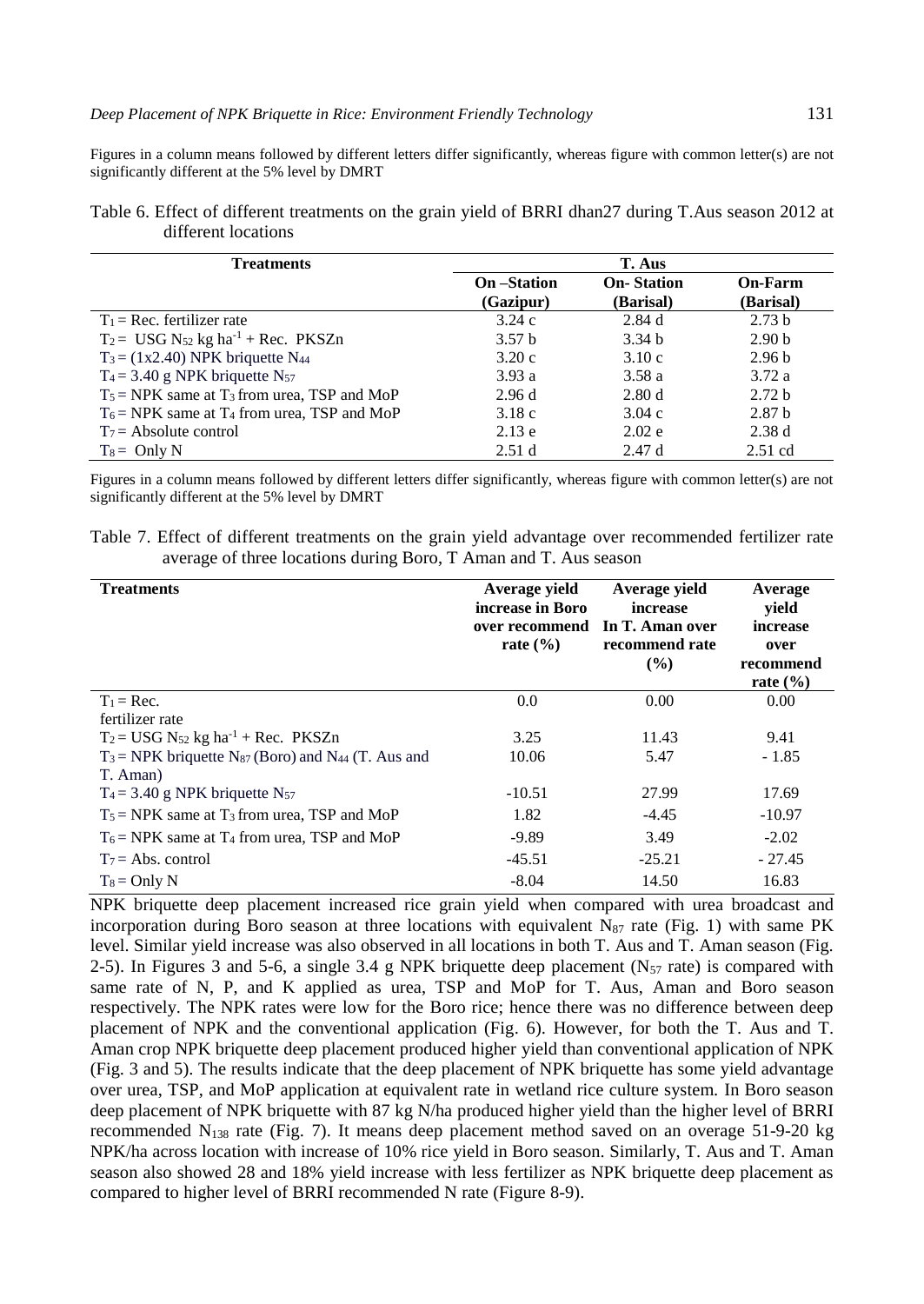Figures in a column means followed by different letters differ significantly, whereas figure with common letter(s) are not significantly different at the 5% level by DMRT

Table 6. Effect of different treatments on the grain yield of BRRI dhan27 during T.Aus season 2012 at different locations

| Treatments | T. Aus | | |
|---|---|---|---|
| | On –Station (Gazipur) | On- Station (Barisal) | On-Farm (Barisal) |
| $T_1$ = Rec. fertilizer rate | 3.24 c | 2.84 d | 2.73 b |
| $T_2$ = USG $N_{52}$ kg $ha^{-1}$ + Rec. PKSZn | 3.57 b | 3.34 b | 2.90 b |
| $T_3$ = (1x2.40) NPK briquette $N_{44}$ | 3.20 c | 3.10 c | 2.96 b |
| $T_4$ = 3.40 g NPK briquette $N_{57}$ | 3.93 a | 3.58 a | 3.72 a |
| $T_5$ = NPK same at $T_3$ from urea, TSP and MoP | 2.96 d | 2.80 d | 2.72 b |
| $T_6$ = NPK same at $T_4$ from urea, TSP and MoP | 3.18 c | 3.04 c | 2.87 b |
| $T_7$ = Absolute control | 2.13 e | 2.02 e | 2.38 d |
| $T_8$ = Only N | 2.51 d | 2.47 d | 2.51 cd |

Figures in a column means followed by different letters differ significantly, whereas figure with common letter(s) are not significantly different at the 5% level by DMRT

Table 7. Effect of different treatments on the grain yield advantage over recommended fertilizer rate average of three locations during Boro, T Aman and T. Aus season

| Treatments | Average yield increase in Boro over recommend rate (%) | Average yield increase In T. Aman over recommend rate (%) | Average yield increase over recommend rate (%) |
|---|---|---|---|
| $T_1$ = Rec. fertilizer rate | 0.0 | 0.00 | 0.00 |
| $T_2$ = USG $N_{52}$ kg $ha^{-1}$ + Rec. PKSZn | 3.25 | 11.43 | 9.41 |
| $T_3$ = NPK briquette $N_{87}$ (Boro) and $N_{44}$ (T. Aus and T. Aman) | 10.06 | 5.47 | - 1.85 |
| $T_4$ = 3.40 g NPK briquette $N_{57}$ | -10.51 | 27.99 | 17.69 |
| $T_5$ = NPK same at $T_3$ from urea, TSP and MoP | 1.82 | -4.45 | -10.97 |
| $T_6$ = NPK same at $T_4$ from urea, TSP and MoP | -9.89 | 3.49 | -2.02 |
| $T_7$ = Abs. control | -45.51 | -25.21 | - 27.45 |
| $T_8$ = Only N | -8.04 | 14.50 | 16.83 |

NPK briquette deep placement increased rice grain yield when compared with urea broadcast and incorporation during Boro season at three locations with equivalent $N_{87}$ rate (Fig. 1) with same PK level. Similar yield increase was also observed in all locations in both T. Aus and T. Aman season (Fig. 2-5). In Figures 3 and 5-6, a single 3.4 g NPK briquette deep placement ($N_{57}$ rate) is compared with same rate of N, P, and K applied as urea, TSP and MoP for T. Aus, Aman and Boro season respectively. The NPK rates were low for the Boro rice; hence there was no difference between deep placement of NPK and the conventional application (Fig. 6). However, for both the T. Aus and T. Aman crop NPK briquette deep placement produced higher yield than conventional application of NPK (Fig. 3 and 5). The results indicate that the deep placement of NPK briquette has some yield advantage over urea, TSP, and MoP application at equivalent rate in wetland rice culture system. In Boro season deep placement of NPK briquette with 87 kg N/ha produced higher yield than the higher level of BRRI recommended $N_{138}$ rate (Fig. 7). It means deep placement method saved on an overage 51-9-20 kg NPK/ha across location with increase of 10% rice yield in Boro season. Similarly, T. Aus and T. Aman season also showed 28 and 18% yield increase with less fertilizer as NPK briquette deep placement as compared to higher level of BRRI recommended N rate (Figure 8-9).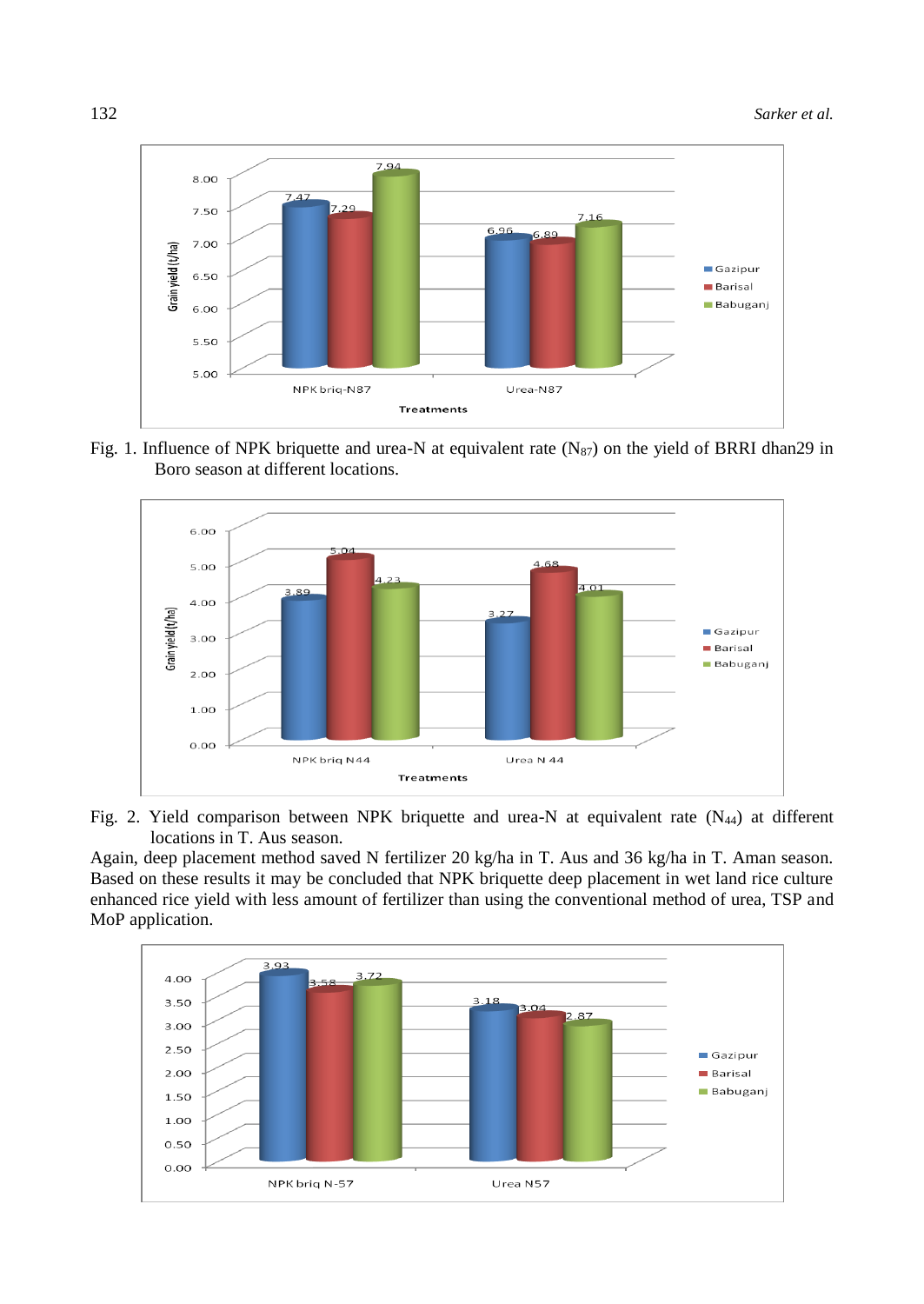Fig. 1. Influence of NPK briquette and urea-N at equivalent rate ($N_{87}$) on the yield of BRRI dhan29 in Boro season at different locations.

Fig. 2. Yield comparison between NPK briquette and urea-N at equivalent rate ($N_{44}$) at different locations in T. Aus season.

Again, deep placement method saved N fertilizer 20 kg/ha in T. Aus and 36 kg/ha in T. Aman season. Based on these results it may be concluded that NPK briquette deep placement in wet land rice culture enhanced rice yield with less amount of fertilizer than using the conventional method of urea, TSP and MoP application.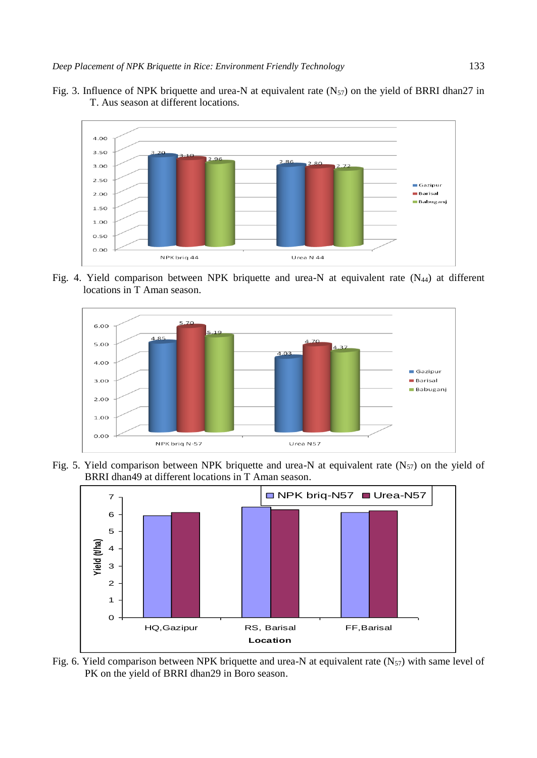Fig. 3. Influence of NPK briquette and urea-N at equivalent rate ($N_{57}$) on the yield of BRRI dhan27 in T. Aus season at different locations.

4.00
3.50
3.00
2.50
2.00
1.50
1.00
0.50
0.00

3.20
3.10
2.96
2.86
2.80
2.72

NPK briq 44
Urea N 44

Gazipur
Barisal
Babuganj

Fig. 4. Yield comparison between NPK briquette and urea-N at equivalent rate ($N_{44}$) at different locations in T Aman season.

6.00
5.00
4.00
3.00
2.00
1.00
0.00

4.85
5.70
5.19
4.03
4.70
4.37

NPK briq N-57
Urea N57

Gazipur
Barisal
Babuganj

Fig. 5. Yield comparison between NPK briquette and urea-N at equivalent rate ($N_{57}$) on the yield of BRRI dhan49 at different locations in T Aman season.

NPK briq-N57
Urea-N57

Yield (t/ha)

7
6
5
4
3
2
1
0

HQ,Gazipur
RS, Barisal
FF,Barisal

Location

Fig. 6. Yield comparison between NPK briquette and urea-N at equivalent rate ($N_{57}$) with same level of PK on the yield of BRRI dhan29 in Boro season.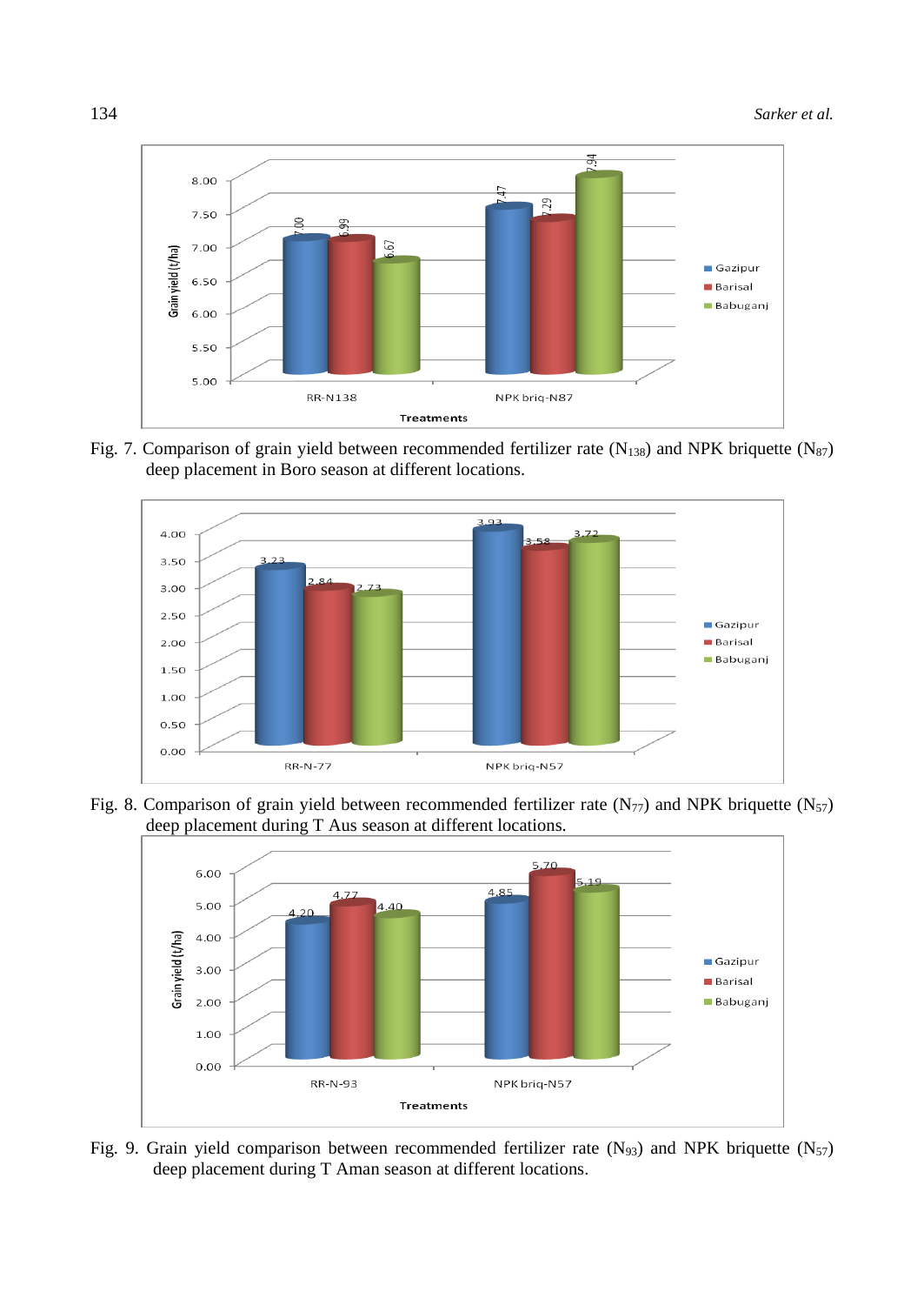8.00
7.50
7.00
6.50
6.00
5.50
5.00

Grain yield (t/ha)

7.00
6.99
6.67
7.47
7.29
7.94

RR-N138
NPK briq-N87

Treatments

Gazipur
Barisal
Babuganj

Fig. 7. Comparison of grain yield between recommended fertilizer rate ($N_{138}$) and NPK briquette ($N_{87}$) deep placement in Boro season at different locations.

4.00
3.50
3.00
2.50
2.00
1.50
1.00
0.50
0.00

3.23
2.84
2.73
3.93
3.58
3.72

RR-N-77
NPK briq-N57

Gazipur
Barisal
Babuganj

Fig. 8. Comparison of grain yield between recommended fertilizer rate ($N_{77}$) and NPK briquette ($N_{57}$) deep placement during T Aus season at different locations.

6.00
5.00
4.00
3.00
2.00
1.00
0.00

Grain yield (t/ha)

4.20
4.77
4.40
4.85
5.70
5.19

RR-N-93
NPK briq-N57

Treatments

Gazipur
Barisal
Babuganj

Fig. 9. Grain yield comparison between recommended fertilizer rate ($N_{93}$) and NPK briquette ($N_{57}$) deep placement during T Aman season at different locations.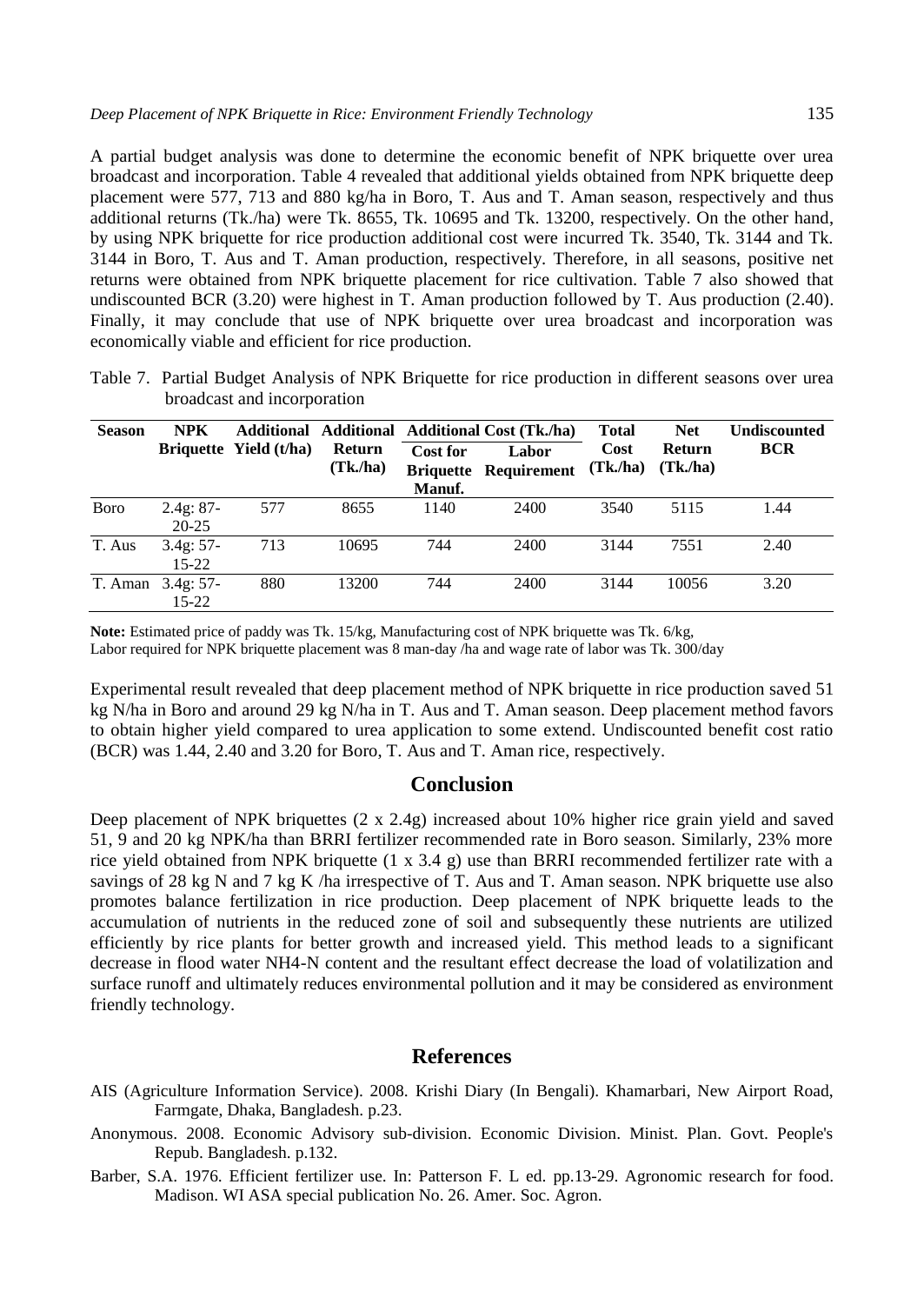A partial budget analysis was done to determine the economic benefit of NPK briquette over urea broadcast and incorporation. Table 4 revealed that additional yields obtained from NPK briquette deep placement were 577, 713 and 880 kg/ha in Boro, T. Aus and T. Aman season, respectively and thus additional returns (Tk./ha) were Tk. 8655, Tk. 10695 and Tk. 13200, respectively. On the other hand, by using NPK briquette for rice production additional cost were incurred Tk. 3540, Tk. 3144 and Tk. 3144 in Boro, T. Aus and T. Aman production, respectively. Therefore, in all seasons, positive net returns were obtained from NPK briquette placement for rice cultivation. Table 7 also showed that undiscounted BCR (3.20) were highest in T. Aman production followed by T. Aus production (2.40). Finally, it may conclude that use of NPK briquette over urea broadcast and incorporation was economically viable and efficient for rice production.

Table 7. Partial Budget Analysis of NPK Briquette for rice production in different seasons over urea broadcast and incorporation

| Season | NPK Briquette | Additional Yield (t/ha) | Additional Return (Tk./ha) | Additional Cost (Tk./ha) | | Total Cost (Tk./ha) | Net Return (Tk./ha) | Undiscounted BCR |
|---|---|---|---|---|---|---|---|---|
| | | | | Cost for Briquette Manuf. | Labor Requirement | | | |
| Boro | 2.4g: 87-20-25 | 577 | 8655 | 1140 | 2400 | 3540 | 5115 | 1.44 |
| T. Aus | 3.4g: 57-15-22 | 713 | 10695 | 744 | 2400 | 3144 | 7551 | 2.40 |
| T. Aman | 3.4g: 57-15-22 | 880 | 13200 | 744 | 2400 | 3144 | 10056 | 3.20 |

**Note:** Estimated price of paddy was Tk. 15/kg, Manufacturing cost of NPK briquette was Tk. 6/kg, Labor required for NPK briquette placement was 8 man-day /ha and wage rate of labor was Tk. 300/day

Experimental result revealed that deep placement method of NPK briquette in rice production saved 51 kg N/ha in Boro and around 29 kg N/ha in T. Aus and T. Aman season. Deep placement method favors to obtain higher yield compared to urea application to some extend. Undiscounted benefit cost ratio (BCR) was 1.44, 2.40 and 3.20 for Boro, T. Aus and T. Aman rice, respectively.

## Conclusion

Deep placement of NPK briquettes (2 x 2.4g) increased about 10% higher rice grain yield and saved 51, 9 and 20 kg NPK/ha than BRRI fertilizer recommended rate in Boro season. Similarly, 23% more rice yield obtained from NPK briquette (1 x 3.4 g) use than BRRI recommended fertilizer rate with a savings of 28 kg N and 7 kg K /ha irrespective of T. Aus and T. Aman season. NPK briquette use also promotes balance fertilization in rice production. Deep placement of NPK briquette leads to the accumulation of nutrients in the reduced zone of soil and subsequently these nutrients are utilized efficiently by rice plants for better growth and increased yield. This method leads to a significant decrease in flood water NH4-N content and the resultant effect decrease the load of volatilization and surface runoff and ultimately reduces environmental pollution and it may be considered as environment friendly technology.

## References

AIS (Agriculture Information Service). 2008. Krishi Diary (In Bengali). Khamarbari, New Airport Road, Farmgate, Dhaka, Bangladesh. p.23.

Anonymous. 2008. Economic Advisory sub-division. Economic Division. Minist. Plan. Govt. People's Repub. Bangladesh. p.132.

Barber, S.A. 1976. Efficient fertilizer use. In: Patterson F. L ed. pp.13-29. Agronomic research for food. Madison. WI ASA special publication No. 26. Amer. Soc. Agron.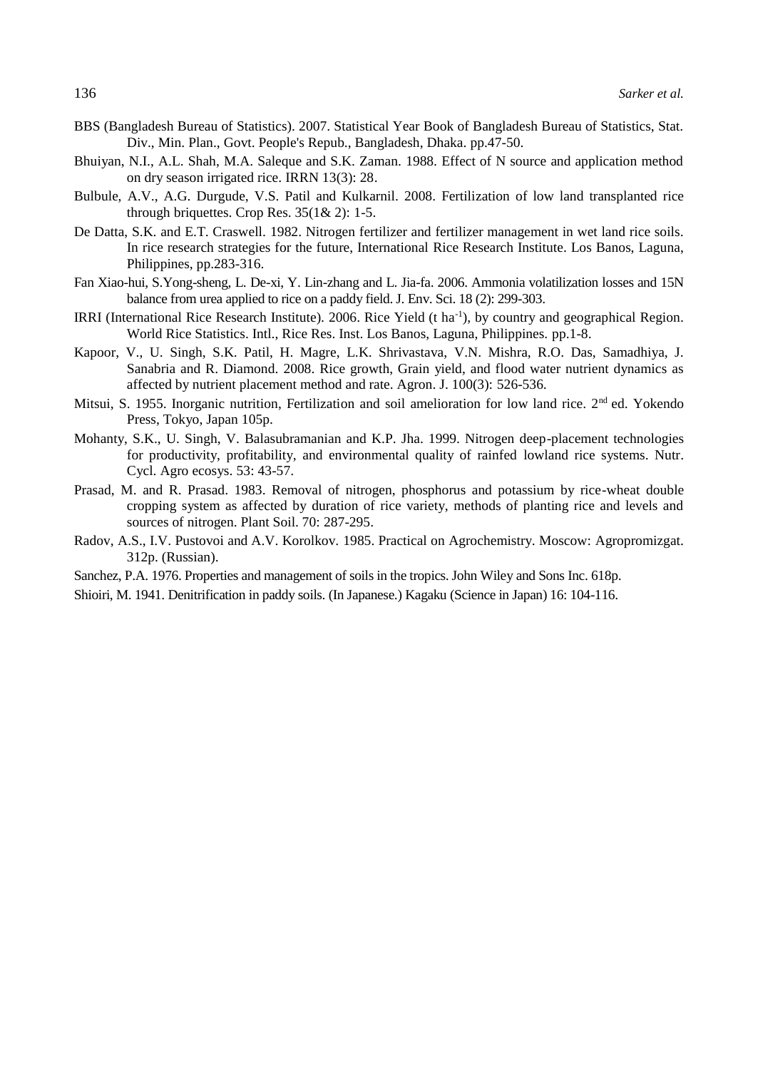BBS (Bangladesh Bureau of Statistics). 2007. Statistical Year Book of Bangladesh Bureau of Statistics, Stat. Div., Min. Plan., Govt. People's Repub., Bangladesh, Dhaka. pp.47-50.

Bhuiyan, N.I., A.L. Shah, M.A. Saleque and S.K. Zaman. 1988. Effect of N source and application method on dry season irrigated rice. IRRN 13(3): 28.

Bulbule, A.V., A.G. Durgude, V.S. Patil and Kulkarnil. 2008. Fertilization of low land transplanted rice through briquettes. Crop Res. 35(1& 2): 1-5.

De Datta, S.K. and E.T. Craswell. 1982. Nitrogen fertilizer and fertilizer management in wet land rice soils. In rice research strategies for the future, International Rice Research Institute. Los Banos, Laguna, Philippines, pp.283-316.

Fan Xiao-hui, S.Yong-sheng, L. De-xi, Y. Lin-zhang and L. Jia-fa. 2006. Ammonia volatilization losses and 15N balance from urea applied to rice on a paddy field. J. Env. Sci. 18 (2): 299-303.

IRRI (International Rice Research Institute). 2006. Rice Yield (t $ha^{-1}$), by country and geographical Region. World Rice Statistics. Intl., Rice Res. Inst. Los Banos, Laguna, Philippines. pp.1-8.

Kapoor, V., U. Singh, S.K. Patil, H. Magre, L.K. Shrivastava, V.N. Mishra, R.O. Das, Samadhiya, J. Sanabria and R. Diamond. 2008. Rice growth, Grain yield, and flood water nutrient dynamics as affected by nutrient placement method and rate. Agron. J. 100(3): 526-536.

Mitsui, S. 1955. Inorganic nutrition, Fertilization and soil amelioration for low land rice. 2nd ed. Yokendo Press, Tokyo, Japan 105p.

Mohanty, S.K., U. Singh, V. Balasubramanian and K.P. Jha. 1999. Nitrogen deep-placement technologies for productivity, profitability, and environmental quality of rainfed lowland rice systems. Nutr. Cycl. Agro ecosys. 53: 43-57.

Prasad, M. and R. Prasad. 1983. Removal of nitrogen, phosphorus and potassium by rice-wheat double cropping system as affected by duration of rice variety, methods of planting rice and levels and sources of nitrogen. Plant Soil. 70: 287-295.

Radov, A.S., I.V. Pustovoi and A.V. Korolkov. 1985. Practical on Agrochemistry. Moscow: Agropromizgat. 312p. (Russian).

Sanchez, P.A. 1976. Properties and management of soils in the tropics. John Wiley and Sons Inc. 618p.

Shioiri, M. 1941. Denitrification in paddy soils. (In Japanese.) Kagaku (Science in Japan) 16: 104-116.